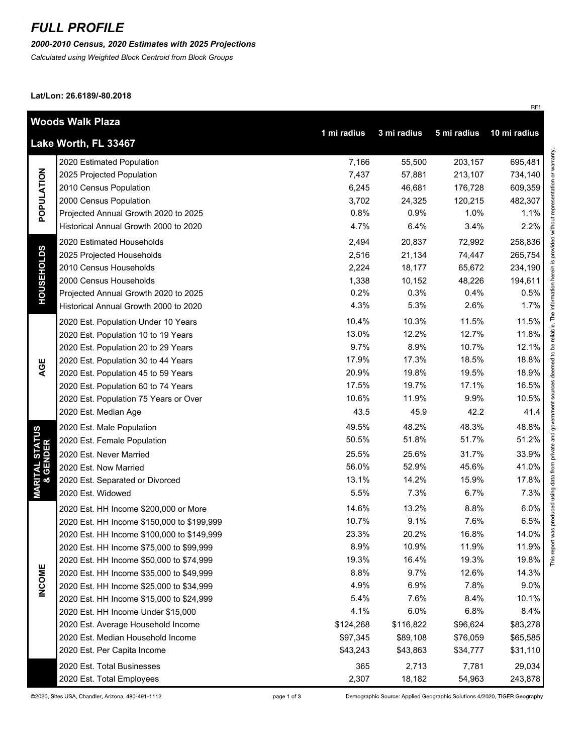# FULL PROFILE

***2000-2010 Census, 2020 Estimates with 2025 Projections***

*Calculated using Weighted Block Centroid from Block Groups*

**Lat/Lon: 26.6189/-80.2018**

RF1

| Woods Walk Plaza<br>Lake Worth, FL 33467 | | 1 mi radius | 3 mi radius | 5 mi radius | 10 mi radius |
|---|---|---|---|---|---|
| POPULATION | 2020 Estimated Population | 7,166 | 55,500 | 203,157 | 695,481 |
| | 2025 Projected Population | 7,437 | 57,881 | 213,107 | 734,140 |
| | 2010 Census Population | 6,245 | 46,681 | 176,728 | 609,359 |
| | 2000 Census Population | 3,702 | 24,325 | 120,215 | 482,307 |
| | Projected Annual Growth 2020 to 2025 | 0.8% | 0.9% | 1.0% | 1.1% |
| | Historical Annual Growth 2000 to 2020 | 4.7% | 6.4% | 3.4% | 2.2% |
| HOUSEHOLDS | 2020 Estimated Households | 2,494 | 20,837 | 72,992 | 258,836 |
| | 2025 Projected Households | 2,516 | 21,134 | 74,447 | 265,754 |
| | 2010 Census Households | 2,224 | 18,177 | 65,672 | 234,190 |
| | 2000 Census Households | 1,338 | 10,152 | 48,226 | 194,611 |
| | Projected Annual Growth 2020 to 2025 | 0.2% | 0.3% | 0.4% | 0.5% |
| | Historical Annual Growth 2000 to 2020 | 4.3% | 5.3% | 2.6% | 1.7% |
| AGE | 2020 Est. Population Under 10 Years | 10.4% | 10.3% | 11.5% | 11.5% |
| | 2020 Est. Population 10 to 19 Years | 13.0% | 12.2% | 12.7% | 11.8% |
| | 2020 Est. Population 20 to 29 Years | 9.7% | 8.9% | 10.7% | 12.1% |
| | 2020 Est. Population 30 to 44 Years | 17.9% | 17.3% | 18.5% | 18.8% |
| | 2020 Est. Population 45 to 59 Years | 20.9% | 19.8% | 19.5% | 18.9% |
| | 2020 Est. Population 60 to 74 Years | 17.5% | 19.7% | 17.1% | 16.5% |
| | 2020 Est. Population 75 Years or Over | 10.6% | 11.9% | 9.9% | 10.5% |
| | 2020 Est. Median Age | 43.5 | 45.9 | 42.2 | 41.4 |
| MARITAL STATUS & GENDER | 2020 Est. Male Population | 49.5% | 48.2% | 48.3% | 48.8% |
| | 2020 Est. Female Population | 50.5% | 51.8% | 51.7% | 51.2% |
| | 2020 Est. Never Married | 25.5% | 25.6% | 31.7% | 33.9% |
| | 2020 Est. Now Married | 56.0% | 52.9% | 45.6% | 41.0% |
| | 2020 Est. Separated or Divorced | 13.1% | 14.2% | 15.9% | 17.8% |
| | 2020 Est. Widowed | 5.5% | 7.3% | 6.7% | 7.3% |
| INCOME | 2020 Est. HH Income $200,000 or More | 14.6% | 13.2% | 8.8% | 6.0% |
| | 2020 Est. HH Income $150,000 to $199,999 | 10.7% | 9.1% | 7.6% | 6.5% |
| | 2020 Est. HH Income $100,000 to $149,999 | 23.3% | 20.2% | 16.8% | 14.0% |
| | 2020 Est. HH Income $75,000 to $99,999 | 8.9% | 10.9% | 11.9% | 11.9% |
| | 2020 Est. HH Income $50,000 to $74,999 | 19.3% | 16.4% | 19.3% | 19.8% |
| | 2020 Est. HH Income $35,000 to $49,999 | 8.8% | 9.7% | 12.6% | 14.3% |
| | 2020 Est. HH Income $25,000 to $34,999 | 4.9% | 6.9% | 7.8% | 9.0% |
| | 2020 Est. HH Income $15,000 to $24,999 | 5.4% | 7.6% | 8.4% | 10.1% |
| | 2020 Est. HH Income Under $15,000 | 4.1% | 6.0% | 6.8% | 8.4% |
| | 2020 Est. Average Household Income | $124,268 | $116,822 | $96,624 | $83,278 |
| | 2020 Est. Median Household Income | $97,345 | $89,108 | $76,059 | $65,585 |
| | 2020 Est. Per Capita Income | $43,243 | $43,863 | $34,777 | $31,110 |
| | 2020 Est. Total Businesses | 365 | 2,713 | 7,781 | 29,034 |
| | 2020 Est. Total Employees | 2,307 | 18,182 | 54,963 | 243,878 |

This report was produced using data from private and government sources deemed to be reliable. The information herein is provided without representation or warranty.

©2020, Sites USA, Chandler, Arizona, 480-491-1112

Demographic Source: Applied Geographic Solutions 4/2020, TIGER Geography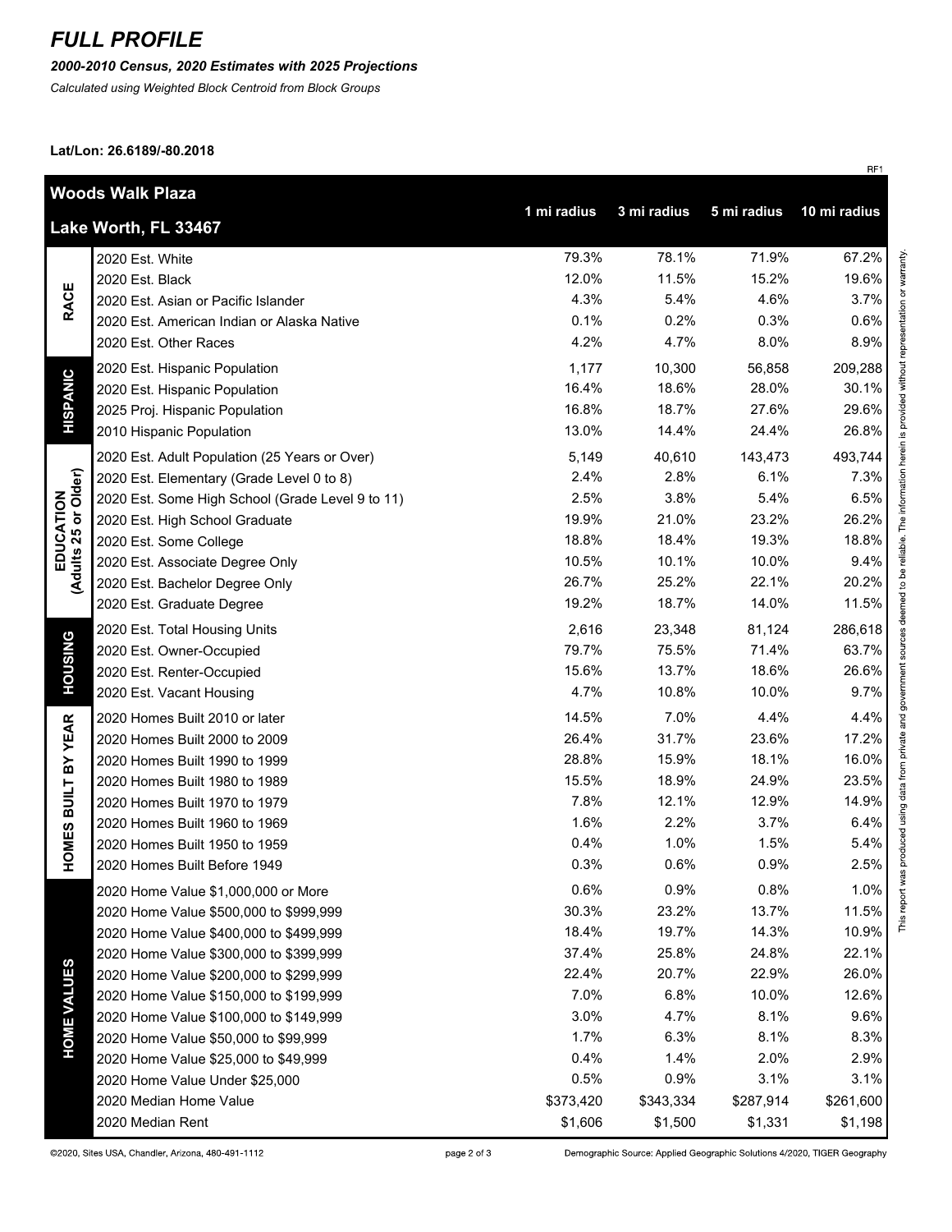# FULL PROFILE

***2000-2010 Census, 2020 Estimates with 2025 Projections***

*Calculated using Weighted Block Centroid from Block Groups*

**Lat/Lon: 26.6189/-80.2018**

RF1

| Woods Walk Plaza<br>Lake Worth, FL 33467 | | 1 mi radius | 3 mi radius | 5 mi radius | 10 mi radius |
|---|---|---|---|---|---|
| RACE | 2020 Est. White | 79.3% | 78.1% | 71.9% | 67.2% |
| | 2020 Est. Black | 12.0% | 11.5% | 15.2% | 19.6% |
| | 2020 Est. Asian or Pacific Islander | 4.3% | 5.4% | 4.6% | 3.7% |
| | 2020 Est. American Indian or Alaska Native | 0.1% | 0.2% | 0.3% | 0.6% |
| | 2020 Est. Other Races | 4.2% | 4.7% | 8.0% | 8.9% |
| HISPANIC | 2020 Est. Hispanic Population | 1,177 | 10,300 | 56,858 | 209,288 |
| | 2020 Est. Hispanic Population | 16.4% | 18.6% | 28.0% | 30.1% |
| | 2025 Proj. Hispanic Population | 16.8% | 18.7% | 27.6% | 29.6% |
| | 2010 Hispanic Population | 13.0% | 14.4% | 24.4% | 26.8% |
| EDUCATION (Adults 25 or Older) | 2020 Est. Adult Population (25 Years or Over) | 5,149 | 40,610 | 143,473 | 493,744 |
| | 2020 Est. Elementary (Grade Level 0 to 8) | 2.4% | 2.8% | 6.1% | 7.3% |
| | 2020 Est. Some High School (Grade Level 9 to 11) | 2.5% | 3.8% | 5.4% | 6.5% |
| | 2020 Est. High School Graduate | 19.9% | 21.0% | 23.2% | 26.2% |
| | 2020 Est. Some College | 18.8% | 18.4% | 19.3% | 18.8% |
| | 2020 Est. Associate Degree Only | 10.5% | 10.1% | 10.0% | 9.4% |
| | 2020 Est. Bachelor Degree Only | 26.7% | 25.2% | 22.1% | 20.2% |
| | 2020 Est. Graduate Degree | 19.2% | 18.7% | 14.0% | 11.5% |
| HOUSING | 2020 Est. Total Housing Units | 2,616 | 23,348 | 81,124 | 286,618 |
| | 2020 Est. Owner-Occupied | 79.7% | 75.5% | 71.4% | 63.7% |
| | 2020 Est. Renter-Occupied | 15.6% | 13.7% | 18.6% | 26.6% |
| | 2020 Est. Vacant Housing | 4.7% | 10.8% | 10.0% | 9.7% |
| HOMES BUILT BY YEAR | 2020 Homes Built 2010 or later | 14.5% | 7.0% | 4.4% | 4.4% |
| | 2020 Homes Built 2000 to 2009 | 26.4% | 31.7% | 23.6% | 17.2% |
| | 2020 Homes Built 1990 to 1999 | 28.8% | 15.9% | 18.1% | 16.0% |
| | 2020 Homes Built 1980 to 1989 | 15.5% | 18.9% | 24.9% | 23.5% |
| | 2020 Homes Built 1970 to 1979 | 7.8% | 12.1% | 12.9% | 14.9% |
| | 2020 Homes Built 1960 to 1969 | 1.6% | 2.2% | 3.7% | 6.4% |
| | 2020 Homes Built 1950 to 1959 | 0.4% | 1.0% | 1.5% | 5.4% |
| | 2020 Homes Built Before 1949 | 0.3% | 0.6% | 0.9% | 2.5% |
| HOME VALUES | 2020 Home Value $1,000,000 or More | 0.6% | 0.9% | 0.8% | 1.0% |
| | 2020 Home Value $500,000 to $999,999 | 30.3% | 23.2% | 13.7% | 11.5% |
| | 2020 Home Value $400,000 to $499,999 | 18.4% | 19.7% | 14.3% | 10.9% |
| | 2020 Home Value $300,000 to $399,999 | 37.4% | 25.8% | 24.8% | 22.1% |
| | 2020 Home Value $200,000 to $299,999 | 22.4% | 20.7% | 22.9% | 26.0% |
| | 2020 Home Value $150,000 to $199,999 | 7.0% | 6.8% | 10.0% | 12.6% |
| | 2020 Home Value $100,000 to $149,999 | 3.0% | 4.7% | 8.1% | 9.6% |
| | 2020 Home Value $50,000 to $99,999 | 1.7% | 6.3% | 8.1% | 8.3% |
| | 2020 Home Value $25,000 to $49,999 | 0.4% | 1.4% | 2.0% | 2.9% |
| | 2020 Home Value Under $25,000 | 0.5% | 0.9% | 3.1% | 3.1% |
| | 2020 Median Home Value | $373,420 | $343,334 | $287,914 | $261,600 |
| | 2020 Median Rent | $1,606 | $1,500 | $1,331 | $1,198 |

This report was produced using data from private and government sources deemed to be reliable. The information herein is provided without representation or warranty.

©2020, Sites USA, Chandler, Arizona, 480-491-1112

Demographic Source: Applied Geographic Solutions 4/2020, TIGER Geography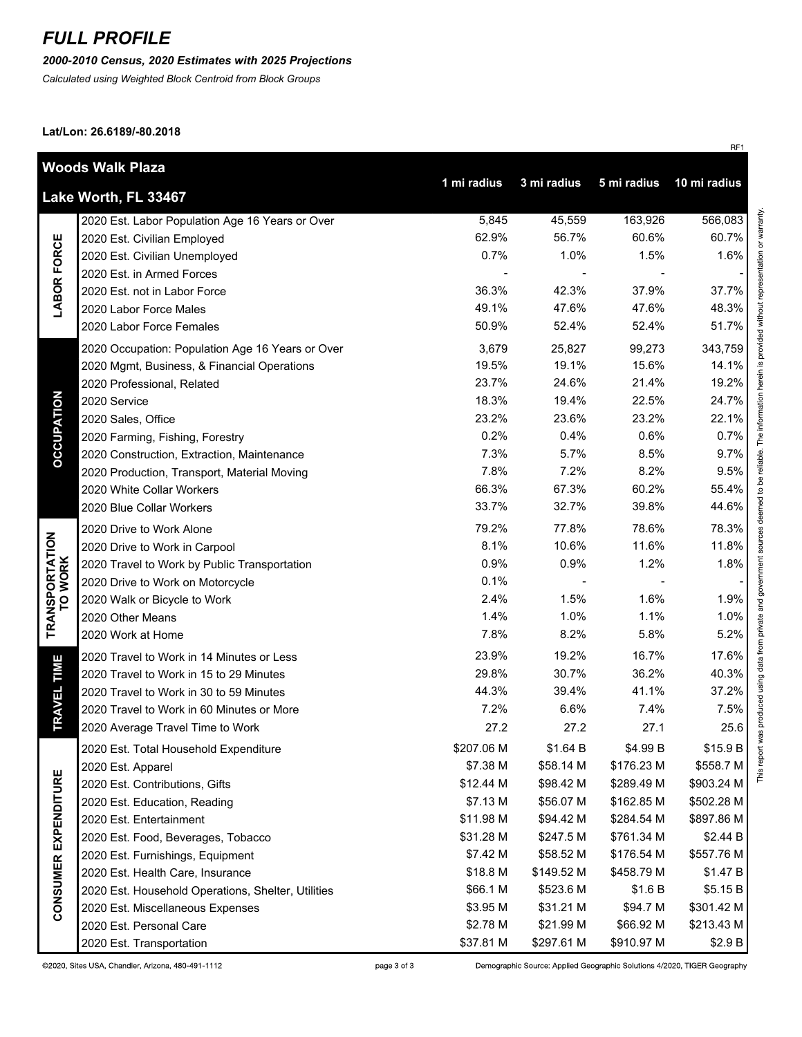# FULL PROFILE

***2000-2010 Census, 2020 Estimates with 2025 Projections***

*Calculated using Weighted Block Centroid from Block Groups*

**Lat/Lon: 26.6189/-80.2018**

RF1

| **Woods Walk Plaza** **Lake Worth, FL 33467** | | 1 mi radius | 3 mi radius | 5 mi radius | 10 mi radius |
|---|---|---|---|---|---|
| **LABOR FORCE** | 2020 Est. Labor Population Age 16 Years or Over | 5,845 | 45,559 | 163,926 | 566,083 |
| | 2020 Est. Civilian Employed | 62.9% | 56.7% | 60.6% | 60.7% |
| | 2020 Est. Civilian Unemployed | 0.7% | 1.0% | 1.5% | 1.6% |
| | 2020 Est. in Armed Forces | - | - | - | - |
| | 2020 Est. not in Labor Force | 36.3% | 42.3% | 37.9% | 37.7% |
| | 2020 Labor Force Males | 49.1% | 47.6% | 47.6% | 48.3% |
| | 2020 Labor Force Females | 50.9% | 52.4% | 52.4% | 51.7% |
| **OCCUPATION** | 2020 Occupation: Population Age 16 Years or Over | 3,679 | 25,827 | 99,273 | 343,759 |
| | 2020 Mgmt, Business, & Financial Operations | 19.5% | 19.1% | 15.6% | 14.1% |
| | 2020 Professional, Related | 23.7% | 24.6% | 21.4% | 19.2% |
| | 2020 Service | 18.3% | 19.4% | 22.5% | 24.7% |
| | 2020 Sales, Office | 23.2% | 23.6% | 23.2% | 22.1% |
| | 2020 Farming, Fishing, Forestry | 0.2% | 0.4% | 0.6% | 0.7% |
| | 2020 Construction, Extraction, Maintenance | 7.3% | 5.7% | 8.5% | 9.7% |
| | 2020 Production, Transport, Material Moving | 7.8% | 7.2% | 8.2% | 9.5% |
| | 2020 White Collar Workers | 66.3% | 67.3% | 60.2% | 55.4% |
| | 2020 Blue Collar Workers | 33.7% | 32.7% | 39.8% | 44.6% |
| **TRANSPORTATION TO WORK** | 2020 Drive to Work Alone | 79.2% | 77.8% | 78.6% | 78.3% |
| | 2020 Drive to Work in Carpool | 8.1% | 10.6% | 11.6% | 11.8% |
| | 2020 Travel to Work by Public Transportation | 0.9% | 0.9% | 1.2% | 1.8% |
| | 2020 Drive to Work on Motorcycle | 0.1% | - | - | - |
| | 2020 Walk or Bicycle to Work | 2.4% | 1.5% | 1.6% | 1.9% |
| | 2020 Other Means | 1.4% | 1.0% | 1.1% | 1.0% |
| | 2020 Work at Home | 7.8% | 8.2% | 5.8% | 5.2% |
| **TRAVEL TIME** | 2020 Travel to Work in 14 Minutes or Less | 23.9% | 19.2% | 16.7% | 17.6% |
| | 2020 Travel to Work in 15 to 29 Minutes | 29.8% | 30.7% | 36.2% | 40.3% |
| | 2020 Travel to Work in 30 to 59 Minutes | 44.3% | 39.4% | 41.1% | 37.2% |
| | 2020 Travel to Work in 60 Minutes or More | 7.2% | 6.6% | 7.4% | 7.5% |
| | 2020 Average Travel Time to Work | 27.2 | 27.2 | 27.1 | 25.6 |
| **CONSUMER EXPENDITURE** | 2020 Est. Total Household Expenditure | $207.06 M | $1.64 B | $4.99 B | $15.9 B |
| | 2020 Est. Apparel | $7.38 M | $58.14 M | $176.23 M | $558.7 M |
| | 2020 Est. Contributions, Gifts | $12.44 M | $98.42 M | $289.49 M | $903.24 M |
| | 2020 Est. Education, Reading | $7.13 M | $56.07 M | $162.85 M | $502.28 M |
| | 2020 Est. Entertainment | $11.98 M | $94.42 M | $284.54 M | $897.86 M |
| | 2020 Est. Food, Beverages, Tobacco | $31.28 M | $247.5 M | $761.34 M | $2.44 B |
| | 2020 Est. Furnishings, Equipment | $7.42 M | $58.52 M | $176.54 M | $557.76 M |
| | 2020 Est. Health Care, Insurance | $18.8 M | $149.52 M | $458.79 M | $1.47 B |
| | 2020 Est. Household Operations, Shelter, Utilities | $66.1 M | $523.6 M | $1.6 B | $5.15 B |
| | 2020 Est. Miscellaneous Expenses | $3.95 M | $31.21 M | $94.7 M | $301.42 M |
| | 2020 Est. Personal Care | $2.78 M | $21.99 M | $66.92 M | $213.43 M |
| | 2020 Est. Transportation | $37.81 M | $297.61 M | $910.97 M | $2.9 B |

This report was produced using data from private and government sources deemed to be reliable. The information herein is provided without representation or warranty.

©2020, Sites USA, Chandler, Arizona, 480-491-1112

Demographic Source: Applied Geographic Solutions 4/2020, TIGER Geography